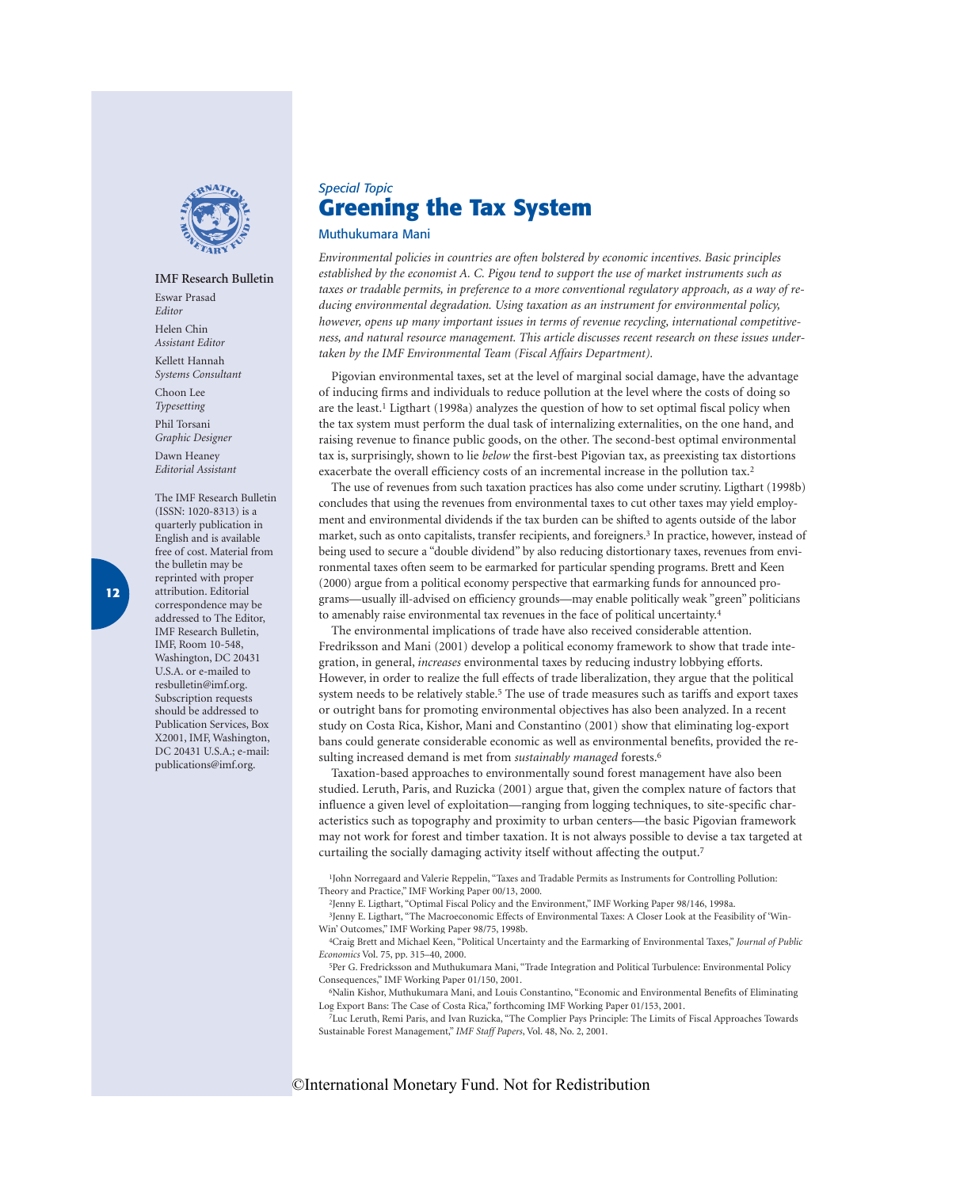**IMF Research Bulletin**

Eswar Prasad
*Editor*

Helen Chin
*Assistant Editor*

Kellett Hannah
*Systems Consultant*

Choon Lee
*Typesetting*

Phil Torsani
*Graphic Designer*

Dawn Heaney
*Editorial Assistant*

The IMF Research Bulletin (ISSN: 1020-8313) is a quarterly publication in English and is available free of cost. Material from the bulletin may be reprinted with proper attribution. Editorial correspondence may be addressed to The Editor, IMF Research Bulletin, IMF, Room 10-548, Washington, DC 20431 U.S.A. or e-mailed to resbulletin@imf.org. Subscription requests should be addressed to Publication Services, Box X2001, IMF, Washington, DC 20431 U.S.A.; e-mail: publications@imf.org.

*Special Topic*

# Greening the Tax System

Muthukumara Mani

*Environmental policies in countries are often bolstered by economic incentives. Basic principles established by the economist A. C. Pigou tend to support the use of market instruments such as taxes or tradable permits, in preference to a more conventional regulatory approach, as a way of reducing environmental degradation. Using taxation as an instrument for environmental policy, however, opens up many important issues in terms of revenue recycling, international competitiveness, and natural resource management. This article discusses recent research on these issues undertaken by the IMF Environmental Team (Fiscal Affairs Department).*

Pigovian environmental taxes, set at the level of marginal social damage, have the advantage of inducing firms and individuals to reduce pollution at the level where the costs of doing so are the least.[1] Ligthart (1998a) analyzes the question of how to set optimal fiscal policy when the tax system must perform the dual task of internalizing externalities, on the one hand, and raising revenue to finance public goods, on the other. The second-best optimal environmental tax is, surprisingly, shown to lie *below* the first-best Pigovian tax, as preexisting tax distortions exacerbate the overall efficiency costs of an incremental increase in the pollution tax.[2]

The use of revenues from such taxation practices has also come under scrutiny. Ligthart (1998b) concludes that using the revenues from environmental taxes to cut other taxes may yield employment and environmental dividends if the tax burden can be shifted to agents outside of the labor market, such as onto capitalists, transfer recipients, and foreigners.[3] In practice, however, instead of being used to secure a "double dividend" by also reducing distortionary taxes, revenues from environmental taxes often seem to be earmarked for particular spending programs. Brett and Keen (2000) argue from a political economy perspective that earmarking funds for announced programs—usually ill-advised on efficiency grounds—may enable politically weak "green" politicians to amenably raise environmental tax revenues in the face of political uncertainty.[4]

The environmental implications of trade have also received considerable attention. Fredriksson and Mani (2001) develop a political economy framework to show that trade integration, in general, *increases* environmental taxes by reducing industry lobbying efforts. However, in order to realize the full effects of trade liberalization, they argue that the political system needs to be relatively stable.[5] The use of trade measures such as tariffs and export taxes or outright bans for promoting environmental objectives has also been analyzed. In a recent study on Costa Rica, Kishor, Mani and Constantino (2001) show that eliminating log-export bans could generate considerable economic as well as environmental benefits, provided the resulting increased demand is met from *sustainably managed* forests.[6]

Taxation-based approaches to environmentally sound forest management have also been studied. Leruth, Paris, and Ruzicka (2001) argue that, given the complex nature of factors that influence a given level of exploitation—ranging from logging techniques, to site-specific characteristics such as topography and proximity to urban centers—the basic Pigovian framework may not work for forest and timber taxation. It is not always possible to devise a tax targeted at curtailing the socially damaging activity itself without affecting the output.[7]

[1] John Norregaard and Valerie Reppelin, "Taxes and Tradable Permits as Instruments for Controlling Pollution: Theory and Practice," IMF Working Paper 00/13, 2000.

[2] Jenny E. Ligthart, "Optimal Fiscal Policy and the Environment," IMF Working Paper 98/146, 1998a.

[3] Jenny E. Ligthart, "The Macroeconomic Effects of Environmental Taxes: A Closer Look at the Feasibility of 'Win-Win' Outcomes," IMF Working Paper 98/75, 1998b.

[4] Craig Brett and Michael Keen, "Political Uncertainty and the Earmarking of Environmental Taxes," *Journal of Public Economics* Vol. 75, pp. 315–40, 2000.

[5] Per G. Fredricksson and Muthukumara Mani, "Trade Integration and Political Turbulence: Environmental Policy Consequences," IMF Working Paper 01/150, 2001.

[6] Nalin Kishor, Muthukumara Mani, and Louis Constantino, "Economic and Environmental Benefits of Eliminating Log Export Bans: The Case of Costa Rica," forthcoming IMF Working Paper 01/153, 2001.

[7] Luc Leruth, Remi Paris, and Ivan Ruzicka, "The Complier Pays Principle: The Limits of Fiscal Approaches Towards Sustainable Forest Management," *IMF Staff Papers*, Vol. 48, No. 2, 2001.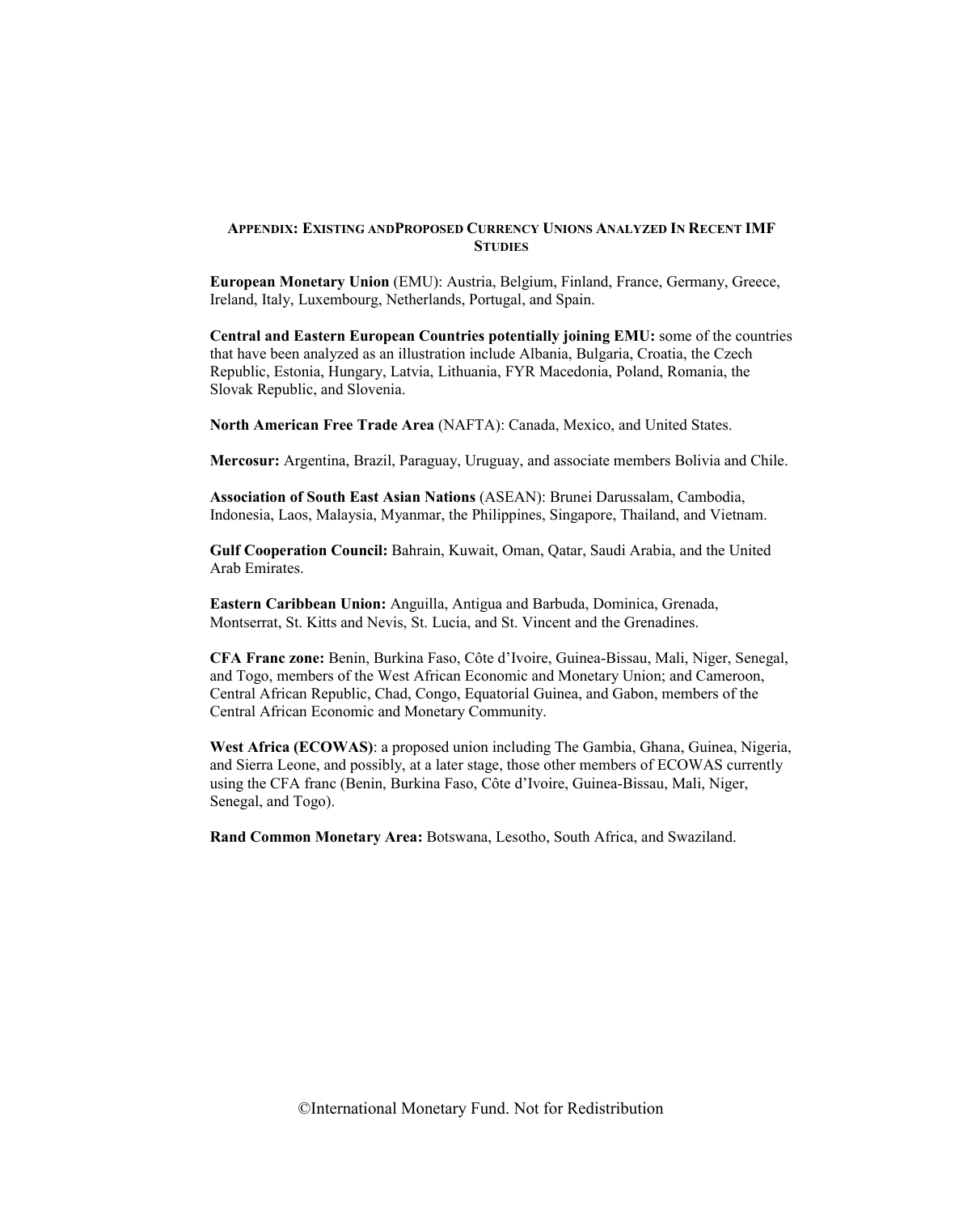## APPENDIX: EXISTING AND PROPOSED CURRENCY UNIONS ANALYZED IN RECENT IMF STUDIES

**European Monetary Union** (EMU): Austria, Belgium, Finland, France, Germany, Greece, Ireland, Italy, Luxembourg, Netherlands, Portugal, and Spain.

**Central and Eastern European Countries potentially joining EMU:** some of the countries that have been analyzed as an illustration include Albania, Bulgaria, Croatia, the Czech Republic, Estonia, Hungary, Latvia, Lithuania, FYR Macedonia, Poland, Romania, the Slovak Republic, and Slovenia.

**North American Free Trade Area** (NAFTA): Canada, Mexico, and United States.

**Mercosur:** Argentina, Brazil, Paraguay, Uruguay, and associate members Bolivia and Chile.

**Association of South East Asian Nations** (ASEAN): Brunei Darussalam, Cambodia, Indonesia, Laos, Malaysia, Myanmar, the Philippines, Singapore, Thailand, and Vietnam.

**Gulf Cooperation Council:** Bahrain, Kuwait, Oman, Qatar, Saudi Arabia, and the United Arab Emirates.

**Eastern Caribbean Union:** Anguilla, Antigua and Barbuda, Dominica, Grenada, Montserrat, St. Kitts and Nevis, St. Lucia, and St. Vincent and the Grenadines.

**CFA Franc zone:** Benin, Burkina Faso, Côte d'Ivoire, Guinea-Bissau, Mali, Niger, Senegal, and Togo, members of the West African Economic and Monetary Union; and Cameroon, Central African Republic, Chad, Congo, Equatorial Guinea, and Gabon, members of the Central African Economic and Monetary Community.

**West Africa (ECOWAS)**: a proposed union including The Gambia, Ghana, Guinea, Nigeria, and Sierra Leone, and possibly, at a later stage, those other members of ECOWAS currently using the CFA franc (Benin, Burkina Faso, Côte d'Ivoire, Guinea-Bissau, Mali, Niger, Senegal, and Togo).

**Rand Common Monetary Area:** Botswana, Lesotho, South Africa, and Swaziland.